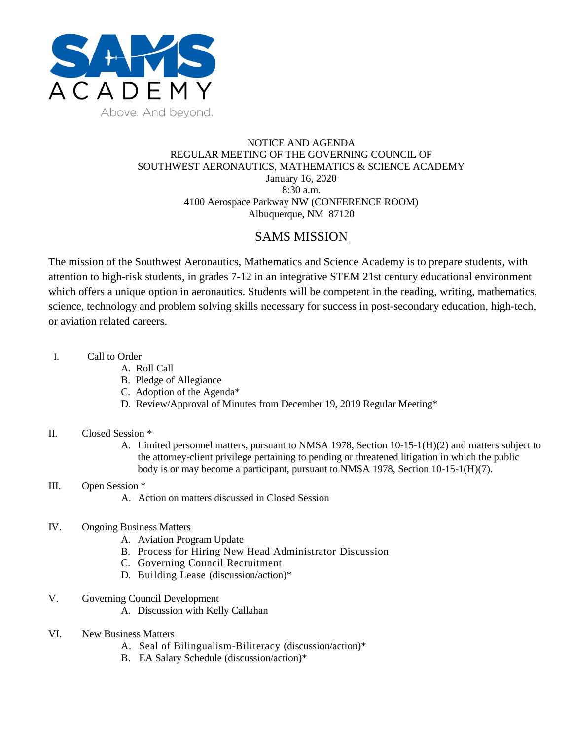SAMS ACADEMY

Above. And beyond.

NOTICE AND AGENDA
REGULAR MEETING OF THE GOVERNING COUNCIL OF
SOUTHWEST AERONAUTICS, MATHEMATICS & SCIENCE ACADEMY
January 16, 2020
8:30 a.m.
4100 Aerospace Parkway NW (CONFERENCE ROOM)
Albuquerque, NM 87120

## SAMS MISSION

The mission of the Southwest Aeronautics, Mathematics and Science Academy is to prepare students, with attention to high-risk students, in grades 7-12 in an integrative STEM 21st century educational environment which offers a unique option in aeronautics. Students will be competent in the reading, writing, mathematics, science, technology and problem solving skills necessary for success in post-secondary education, high-tech, or aviation related careers.

I. Call to Order
   - A. Roll Call
   - B. Pledge of Allegiance
   - C. Adoption of the Agenda*
   - D. Review/Approval of Minutes from December 19, 2019 Regular Meeting*

II. Closed Session *
   - A. Limited personnel matters, pursuant to NMSA 1978, Section 10-15-1(H)(2) and matters subject to the attorney-client privilege pertaining to pending or threatened litigation in which the public body is or may become a participant, pursuant to NMSA 1978, Section 10-15-1(H)(7).

III. Open Session *
   - A. Action on matters discussed in Closed Session

IV. Ongoing Business Matters
   - A. Aviation Program Update
   - B. Process for Hiring New Head Administrator Discussion
   - C. Governing Council Recruitment
   - D. Building Lease (discussion/action)*

V. Governing Council Development
   - A. Discussion with Kelly Callahan

VI. New Business Matters
   - A. Seal of Bilingualism-Biliteracy (discussion/action)*
   - B. EA Salary Schedule (discussion/action)*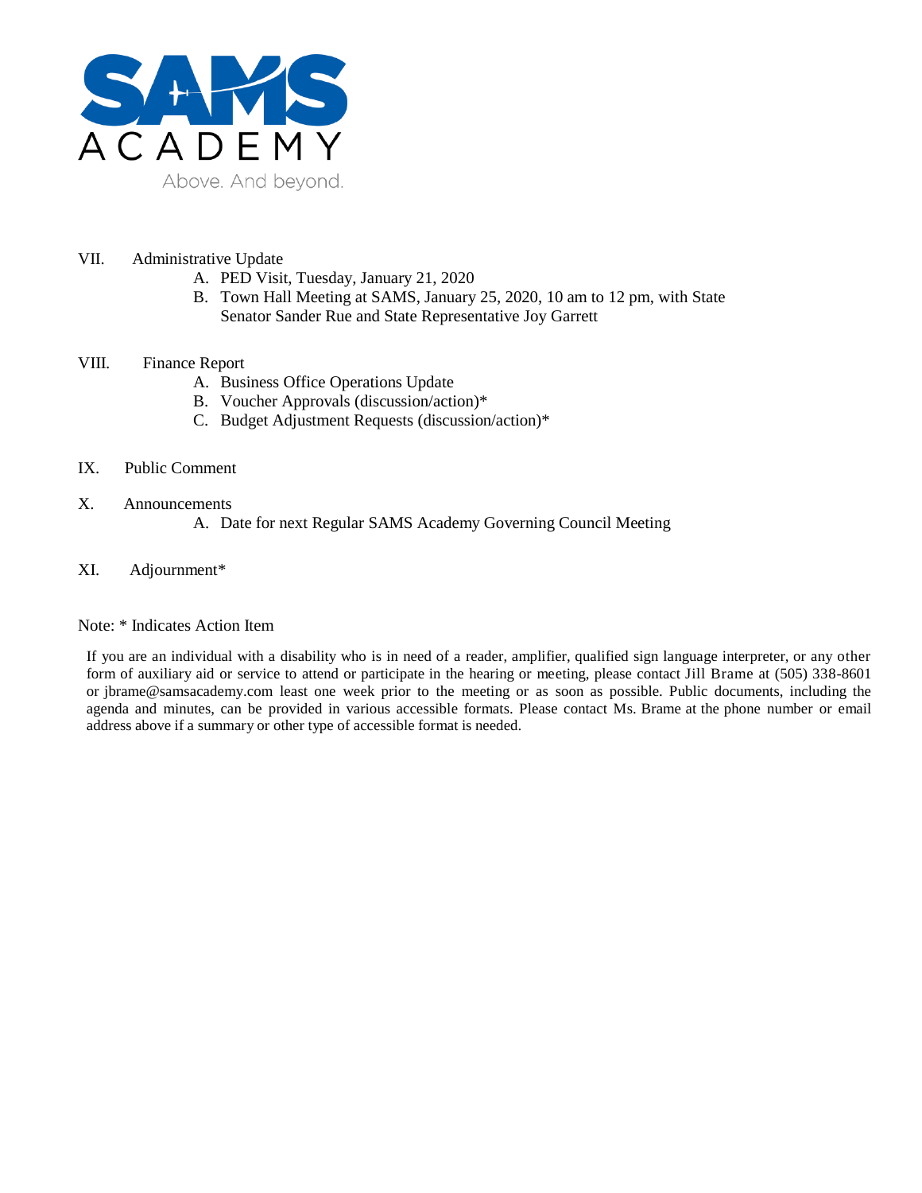VII. Administrative Update

A. PED Visit, Tuesday, January 21, 2020
B. Town Hall Meeting at SAMS, January 25, 2020, 10 am to 12 pm, with State Senator Sander Rue and State Representative Joy Garrett

VIII. Finance Report

A. Business Office Operations Update
B. Voucher Approvals (discussion/action)*
C. Budget Adjustment Requests (discussion/action)*

IX. Public Comment

X. Announcements

A. Date for next Regular SAMS Academy Governing Council Meeting

XI. Adjournment*

Note: * Indicates Action Item

If you are an individual with a disability who is in need of a reader, amplifier, qualified sign language interpreter, or any other form of auxiliary aid or service to attend or participate in the hearing or meeting, please contact Jill Brame at (505) 338-8601 or jbrame@samsacademy.com least one week prior to the meeting or as soon as possible. Public documents, including the agenda and minutes, can be provided in various accessible formats. Please contact Ms. Brame at the phone number or email address above if a summary or other type of accessible format is needed.